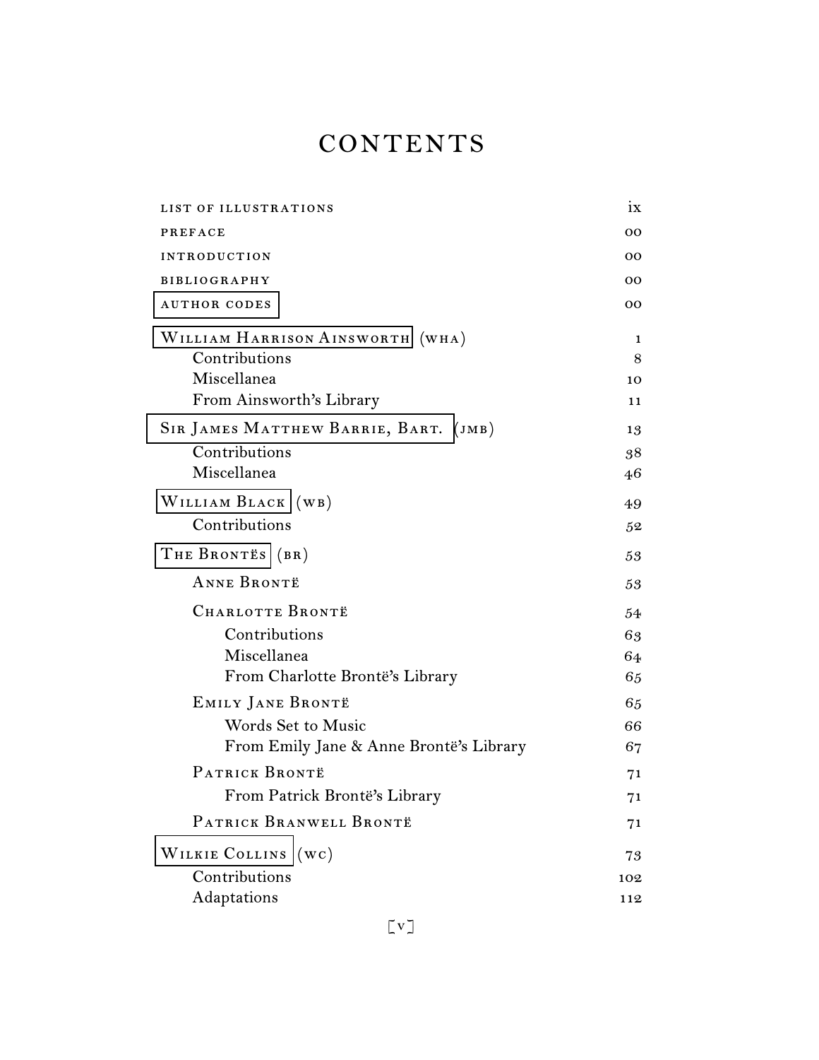# CONTENTS

| | |
|---|---|
| LIST OF ILLUSTRATIONS | ix |
| PREFACE | 00 |
| INTRODUCTION | 00 |
| BIBLIOGRAPHY | 00 |
| AUTHOR CODES | 00 |
| William Harrison Ainsworth (WHA) | 1 |
| Contributions | 8 |
| Miscellanea | 10 |
| From Ainsworth's Library | 11 |
| Sir James Matthew Barrie, Bart. (JMB) | 13 |
| Contributions | 38 |
| Miscellanea | 46 |
| William Black (WB) | 49 |
| Contributions | 52 |
| The Brontës (BR) | 53 |
| Anne Brontë | 53 |
| Charlotte Brontë | 54 |
| Contributions | 63 |
| Miscellanea | 64 |
| From Charlotte Brontë's Library | 65 |
| Emily Jane Brontë | 65 |
| Words Set to Music | 66 |
| From Emily Jane & Anne Brontë's Library | 67 |
| Patrick Brontë | 71 |
| From Patrick Brontë's Library | 71 |
| Patrick Branwell Brontë | 71 |
| Wilkie Collins (WC) | 73 |
| Contributions | 102 |
| Adaptations | 112 |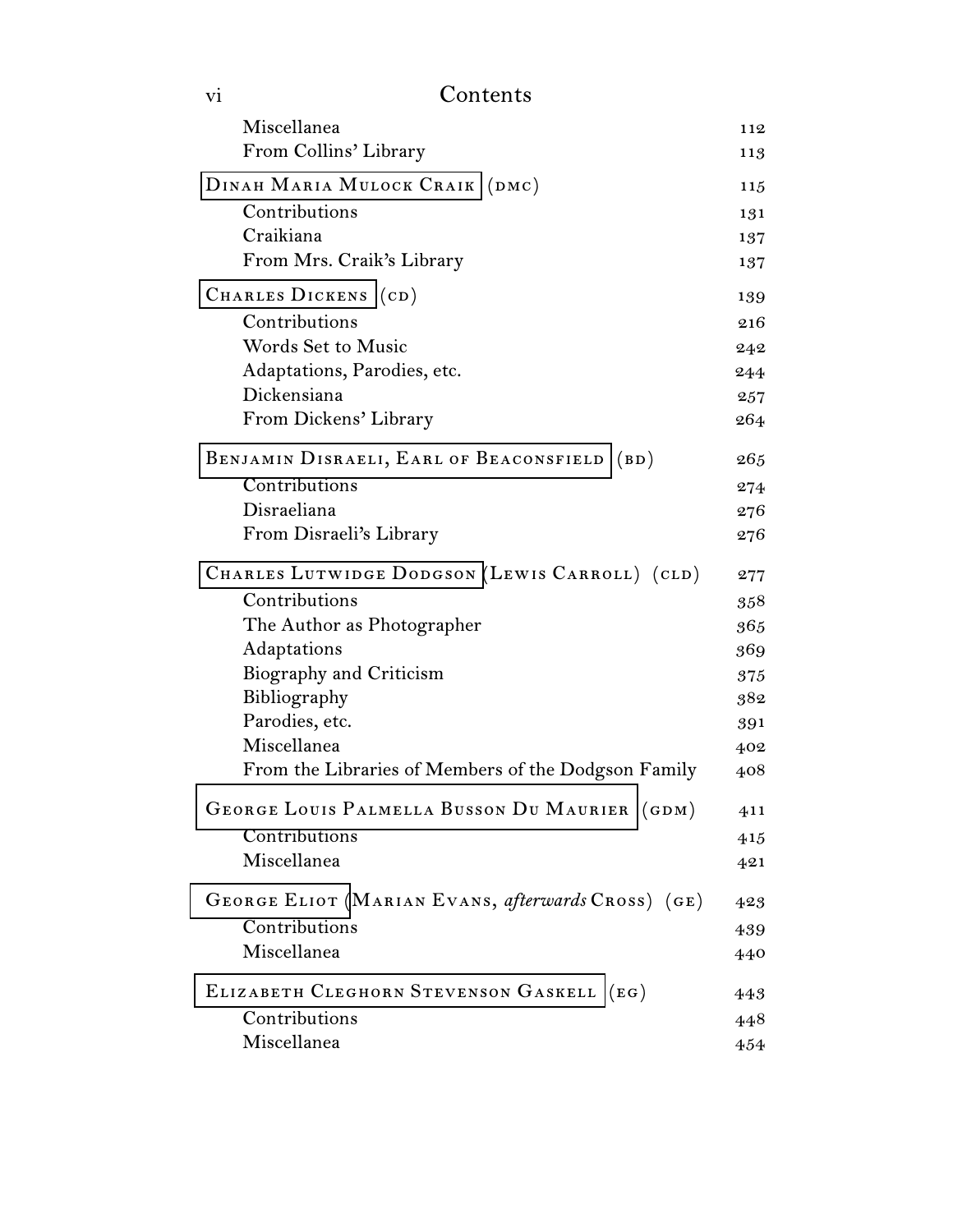Miscellanea 112
From Collins' Library 113

DINAH MARIA MULOCK CRAIK (DMC) 115
Contributions 131
Craikiana 137
From Mrs. Craik's Library 137

CHARLES DICKENS (CD) 139
Contributions 216
Words Set to Music 242
Adaptations, Parodies, etc. 244
Dickensiana 257
From Dickens' Library 264

BENJAMIN DISRAELI, EARL OF BEACONSFIELD (BD) 265
Contributions 274
Disraeliana 276
From Disraeli's Library 276

CHARLES LUTWIDGE DODGSON (LEWIS CARROLL) (CLD) 277
Contributions 358
The Author as Photographer 365
Adaptations 369
Biography and Criticism 375
Bibliography 382
Parodies, etc. 391
Miscellanea 402
From the Libraries of Members of the Dodgson Family 408

GEORGE LOUIS PALMELLA BUSSON DU MAURIER (GDM) 411
Contributions 415
Miscellanea 421

GEORGE ELIOT (MARIAN EVANS, *afterwards* CROSS) (GE) 423
Contributions 439
Miscellanea 440

ELIZABETH CLEGHORN STEVENSON GASKELL (EG) 443
Contributions 448
Miscellanea 454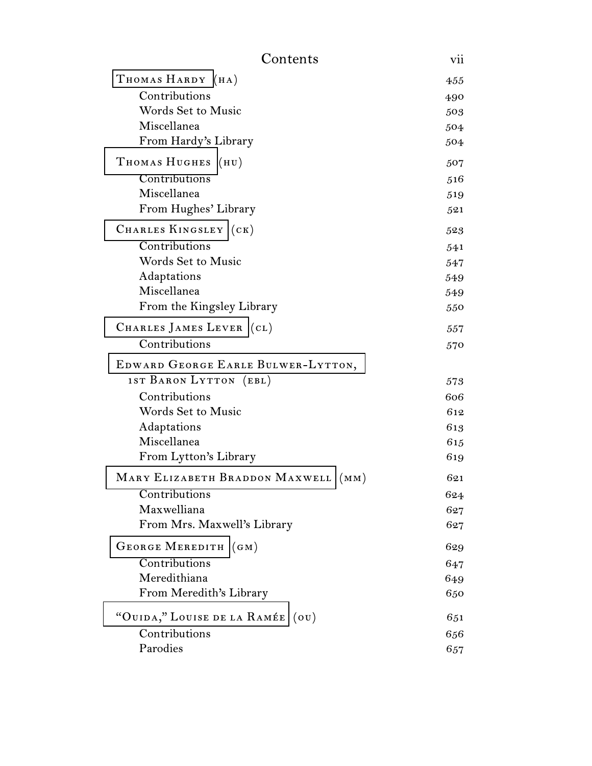| | |
|---|---|
| Thomas Hardy (HA) | 455 |
| Contributions | 490 |
| Words Set to Music | 503 |
| Miscellanea | 504 |
| From Hardy's Library | 504 |
| Thomas Hughes (HU) | 507 |
| Contributions | 516 |
| Miscellanea | 519 |
| From Hughes' Library | 521 |
| Charles Kingsley (CK) | 523 |
| Contributions | 541 |
| Words Set to Music | 547 |
| Adaptations | 549 |
| Miscellanea | 549 |
| From the Kingsley Library | 550 |
| Charles James Lever (CL) | 557 |
| Contributions | 570 |
| Edward George Earle Bulwer-Lytton, 1st Baron Lytton (EBL) | 573 |
| Contributions | 606 |
| Words Set to Music | 612 |
| Adaptations | 613 |
| Miscellanea | 615 |
| From Lytton's Library | 619 |
| Mary Elizabeth Braddon Maxwell (MM) | 621 |
| Contributions | 624 |
| Maxwelliana | 627 |
| From Mrs. Maxwell's Library | 627 |
| George Meredith (GM) | 629 |
| Contributions | 647 |
| Meredithiana | 649 |
| From Meredith's Library | 650 |
| "Ouida," Louise de la Ramée (OU) | 651 |
| Contributions | 656 |
| Parodies | 657 |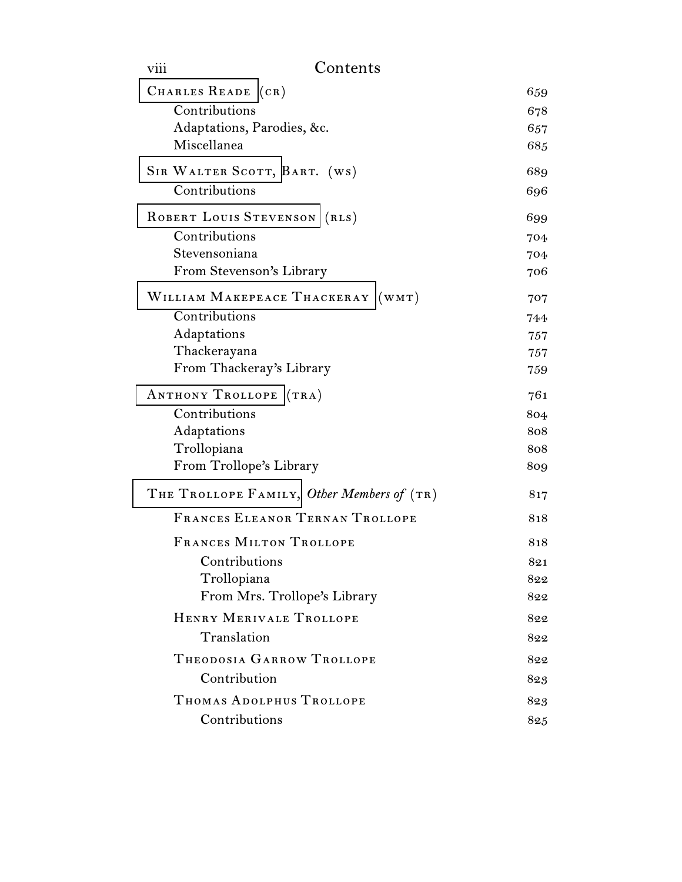| | |
|---|---|
| Charles Reade (cr) | 659 |
| Contributions | 678 |
| Adaptations, Parodies, &c. | 657 |
| Miscellanea | 685 |
| Sir Walter Scott, Bart. (ws) | 689 |
| Contributions | 696 |
| Robert Louis Stevenson (rls) | 699 |
| Contributions | 704 |
| Stevensoniana | 704 |
| From Stevenson's Library | 706 |
| William Makepeace Thackeray (wmt) | 707 |
| Contributions | 744 |
| Adaptations | 757 |
| Thackerayana | 757 |
| From Thackeray's Library | 759 |
| Anthony Trollope (tra) | 761 |
| Contributions | 804 |
| Adaptations | 808 |
| Trollopiana | 808 |
| From Trollope's Library | 809 |
| The Trollope Family, *Other Members of* (tr) | 817 |
| Frances Eleanor Ternan Trollope | 818 |
| Frances Milton Trollope | 818 |
| Contributions | 821 |
| Trollopiana | 822 |
| From Mrs. Trollope's Library | 822 |
| Henry Merivale Trollope | 822 |
| Translation | 822 |
| Theodosia Garrow Trollope | 822 |
| Contribution | 823 |
| Thomas Adolphus Trollope | 823 |
| Contributions | 825 |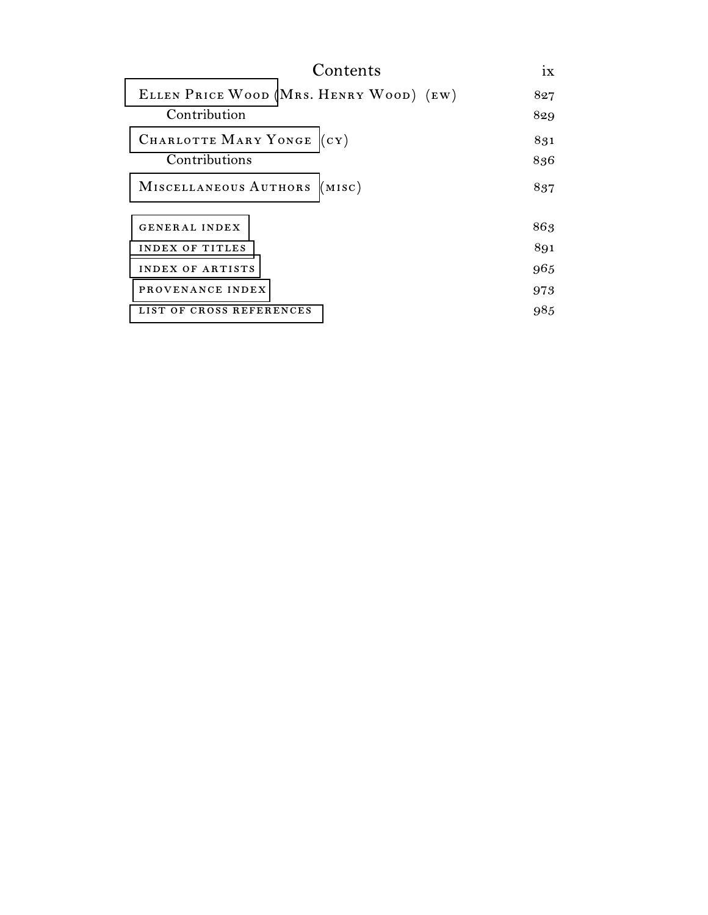Ellen Price Wood (Mrs. Henry Wood) (ew) 827

Contribution 829

Charlotte Mary Yonge (cy) 831

Contributions 836

Miscellaneous Authors (misc) 837

general index 863

index of titles 891

index of artists 965

provenance index 973

list of cross references 985